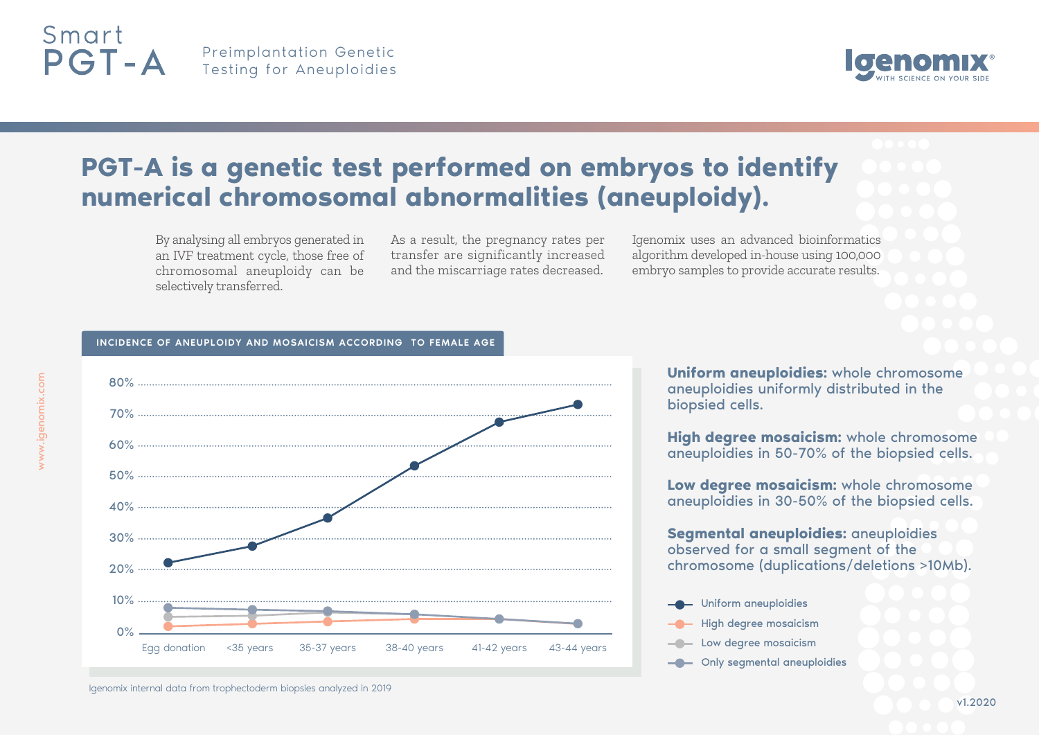# Smart PGT-A

Preimplantation Genetic Testing for Aneuploidies

Igenomix® WITH SCIENCE ON YOUR SIDE

## PGT-A is a genetic test performed on embryos to identify numerical chromosomal abnormalities (aneuploidy).

By analysing all embryos generated in an IVF treatment cycle, those free of chromosomal aneuploidy can be selectively transferred.

As a result, the pregnancy rates per transfer are significantly increased and the miscarriage rates decreased.

Igenomix uses an advanced bioinformatics algorithm developed in-house using 100,000 embryo samples to provide accurate results.

### INCIDENCE OF ANEUPLOIDY AND MOSAICISM ACCORDING TO FEMALE AGE

Igenomix internal data from trophectoderm biopsies analyzed in 2019

**Uniform aneuploidies:** whole chromosome aneuploidies uniformly distributed in the biopsied cells.

**High degree mosaicism:** whole chromosome aneuploidies in 50-70% of the biopsied cells.

**Low degree mosaicism:** whole chromosome aneuploidies in 30-50% of the biopsied cells.

**Segmental aneuploidies:** aneuploidies observed for a small segment of the chromosome (duplications/deletions >10Mb).

- Uniform aneuploidies
- High degree mosaicism
- Low degree mosaicism
- Only segmental aneuploidies

www.igenomix.com

v1.2020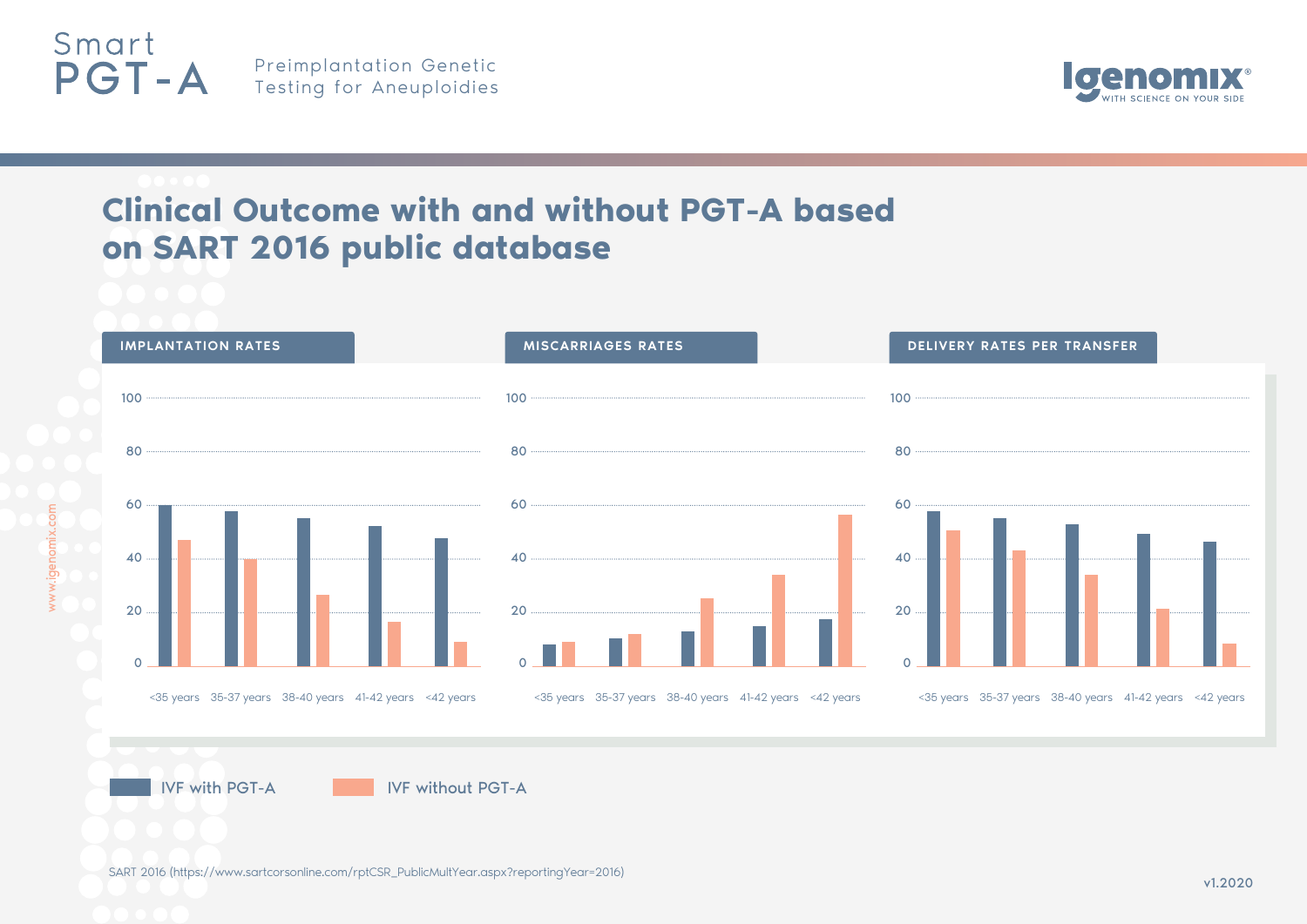Smart
# PGT-A

Preimplantation Genetic Testing for Aneuploidies

## Clinical Outcome with and without PGT-A based on SART 2016 public database

### IMPLANTATION RATES

### MISCARRIAGES RATES

### DELIVERY RATES PER TRANSFER

<35 years | 35-37 years | 38-40 years | 41-42 years | <42 years

IVF with PGT-A
IVF without PGT-A

SART 2016 (https://www.sartcorsonline.com/rptCSR_PublicMultYear.aspx?reportingYear=2016)

v1.2020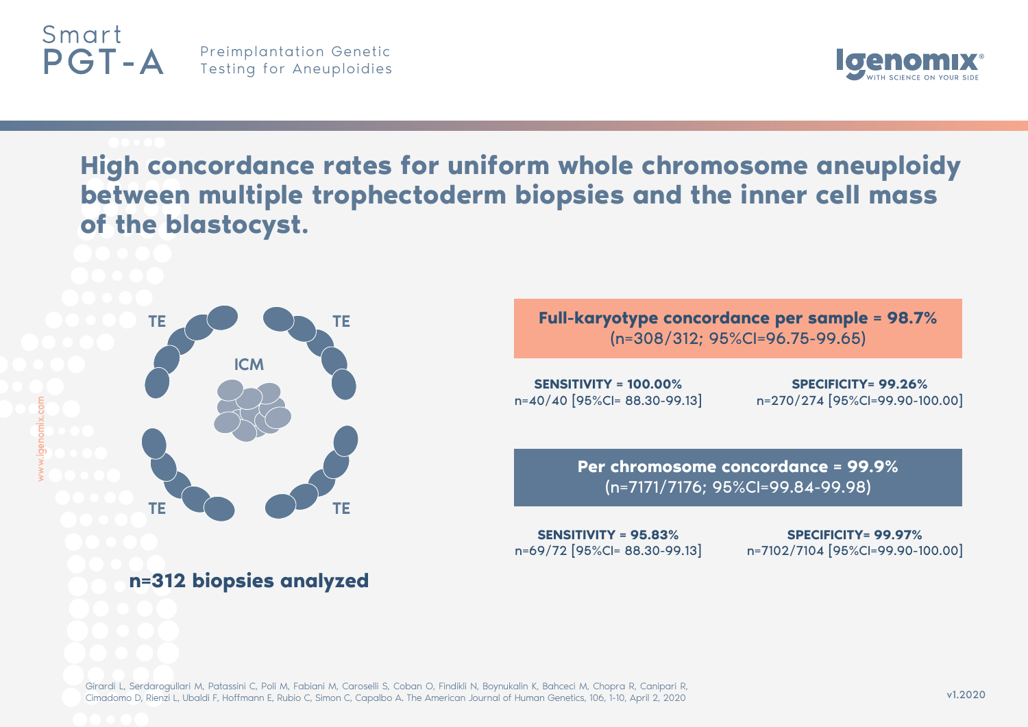# Smart PGT-A

Preimplantation Genetic Testing for Aneuploidies

## High concordance rates for uniform whole chromosome aneuploidy between multiple trophectoderm biopsies and the inner cell mass of the blastocyst.

TE

TE

ICM

TE

TE

**n=312 biopsies analyzed**

**Full-karyotype concordance per sample = 98.7%**
(n=308/312; 95%CI=96.75-99.65)

**SENSITIVITY = 100.00%**
n=40/40 [95%CI= 88.30-99.13]

**SPECIFICITY= 99.26%**
n=270/274 [95%CI=99.90-100.00]

**Per chromosome concordance = 99.9%**
(n=7171/7176; 95%CI=99.84-99.98)

**SENSITIVITY = 95.83%**
n=69/72 [95%CI= 88.30-99.13]

**SPECIFICITY= 99.97%**
n=7102/7104 [95%CI=99.90-100.00]

Girardi L, Serdarogullari M, Patassini C, Poli M, Fabiani M, Caroselli S, Coban O, Findikli N, Boynukalin K, Bahceci M, Chopra R, Canipari R, Cimadomo D, Rienzi L, Ubaldi F, Hoffmann E, Rubio C, Simon C, Capalbo A. The American Journal of Human Genetics, 106, 1-10, April 2, 2020

v1.2020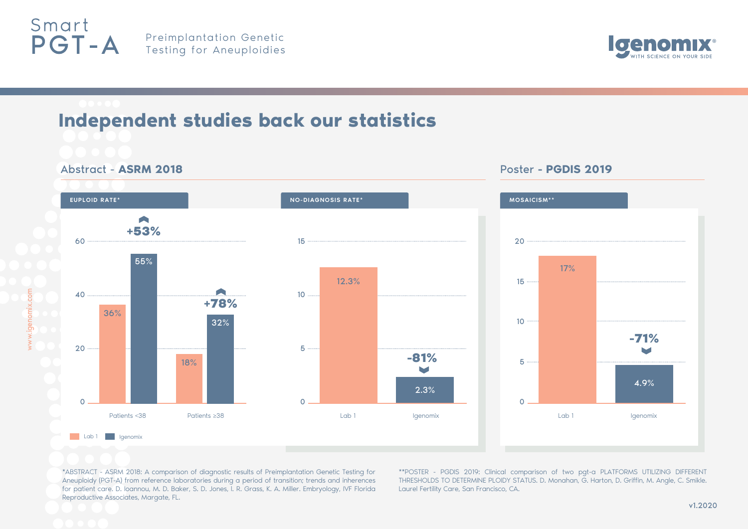Smart
PGT-A

Preimplantation Genetic Testing for Aneuploidies

Igenomix®
WITH SCIENCE ON YOUR SIDE

# Independent studies back our statistics

## Abstract - ASRM 2018

EUPLOID RATE*

60
40
20
0

+53%
+78%

36%
55%
18%
32%

Patients <38
Patients ≥38

Lab 1
Igenomix

NO-DIAGNOSIS RATE*

15
10
5
0

12.3%
-81%
2.3%

Lab 1
Igenomix

## Poster - PGDIS 2019

MOSAICISM**

20
15
10
5
0

17%
-71%
4.9%

Lab 1
Igenomix

www.igenomix.com

*ABSTRACT - ASRM 2018: A comparison of diagnostic results of Preimplantation Genetic Testing for Aneuploidy (PGT-A) from reference laboratories during a period of transition; trends and inherences for patient care. D. Ioannou, M. D. Baker, S. D. Jones, I. R. Grass, K. A. Miller. Embryology, IVF Florida Reproductive Associates, Margate, FL.

**POSTER - PGDIS 2019: Clinical comparison of two pgt-a PLATFORMS UTILIZING DIFFERENT THRESHOLDS TO DETERMINE PLOIDY STATUS. D. Monahan, G. Harton, D. Griffin, M. Angle, C. Smikle. Laurel Fertility Care, San Francisco, CA.

v1.2020